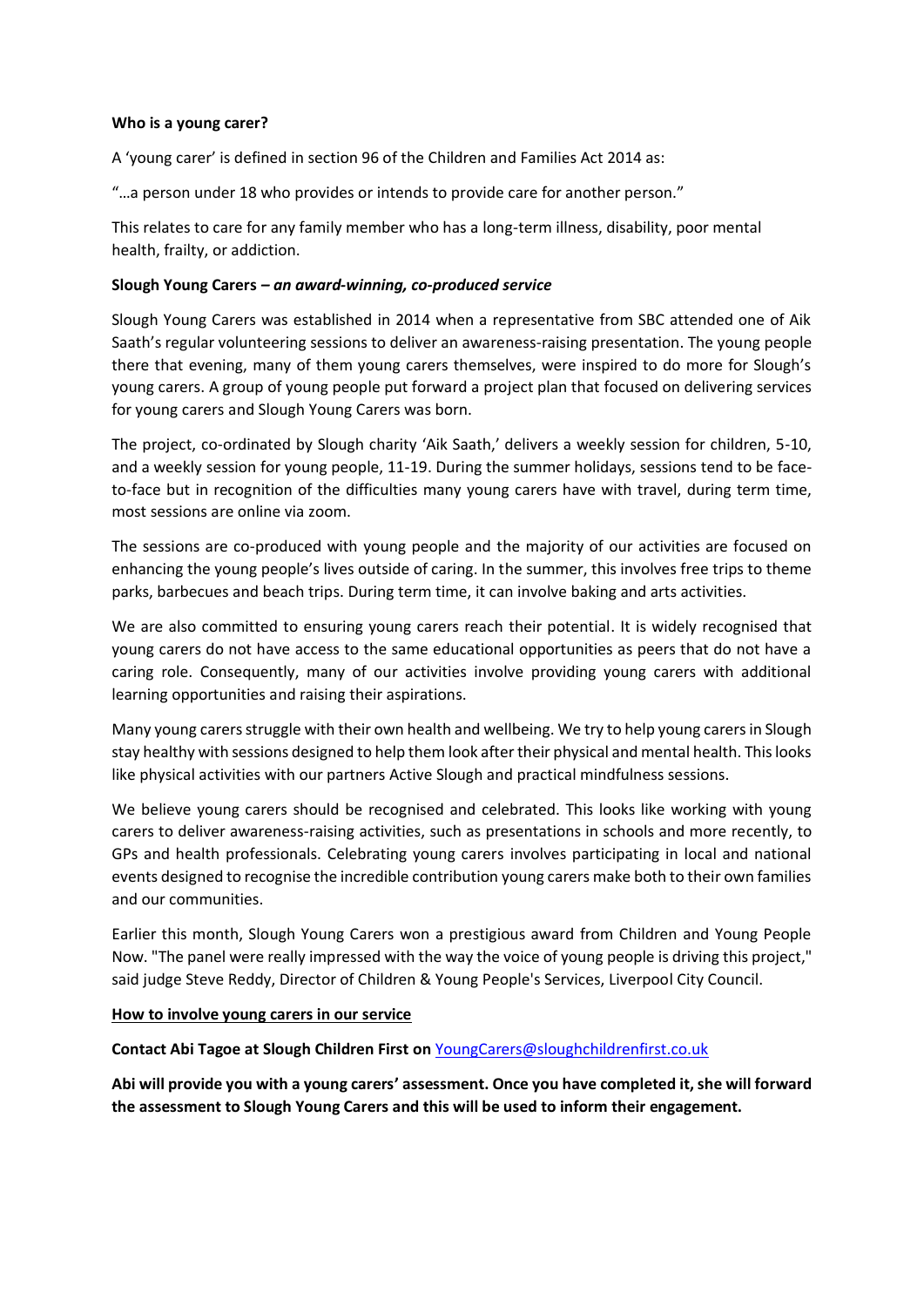**Who is a young carer?**

A 'young carer' is defined in section 96 of the Children and Families Act 2014 as:

"…a person under 18 who provides or intends to provide care for another person."

This relates to care for any family member who has a long-term illness, disability, poor mental health, frailty, or addiction.

**Slough Young Carers –** ***an award-winning, co-produced service***

Slough Young Carers was established in 2014 when a representative from SBC attended one of Aik Saath's regular volunteering sessions to deliver an awareness-raising presentation. The young people there that evening, many of them young carers themselves, were inspired to do more for Slough's young carers. A group of young people put forward a project plan that focused on delivering services for young carers and Slough Young Carers was born.

The project, co-ordinated by Slough charity 'Aik Saath,' delivers a weekly session for children, 5-10, and a weekly session for young people, 11-19. During the summer holidays, sessions tend to be face-to-face but in recognition of the difficulties many young carers have with travel, during term time, most sessions are online via zoom.

The sessions are co-produced with young people and the majority of our activities are focused on enhancing the young people's lives outside of caring. In the summer, this involves free trips to theme parks, barbecues and beach trips. During term time, it can involve baking and arts activities.

We are also committed to ensuring young carers reach their potential. It is widely recognised that young carers do not have access to the same educational opportunities as peers that do not have a caring role. Consequently, many of our activities involve providing young carers with additional learning opportunities and raising their aspirations.

Many young carers struggle with their own health and wellbeing. We try to help young carers in Slough stay healthy with sessions designed to help them look after their physical and mental health. This looks like physical activities with our partners Active Slough and practical mindfulness sessions.

We believe young carers should be recognised and celebrated. This looks like working with young carers to deliver awareness-raising activities, such as presentations in schools and more recently, to GPs and health professionals. Celebrating young carers involves participating in local and national events designed to recognise the incredible contribution young carers make both to their own families and our communities.

Earlier this month, Slough Young Carers won a prestigious award from Children and Young People Now. "The panel were really impressed with the way the voice of young people is driving this project," said judge Steve Reddy, Director of Children & Young People's Services, Liverpool City Council.

**How to involve young carers in our service**

**Contact Abi Tagoe at Slough Children First on** YoungCarers@sloughchildrenfirst.co.uk

**Abi will provide you with a young carers' assessment. Once you have completed it, she will forward the assessment to Slough Young Carers and this will be used to inform their engagement.**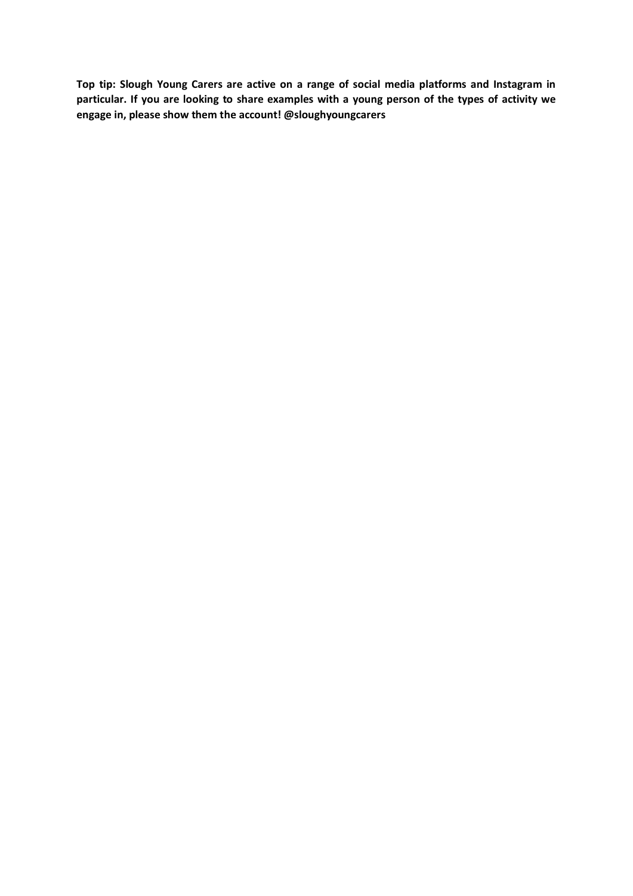**Top tip: Slough Young Carers are active on a range of social media platforms and Instagram in particular. If you are looking to share examples with a young person of the types of activity we engage in, please show them the account! @sloughyoungcarers**